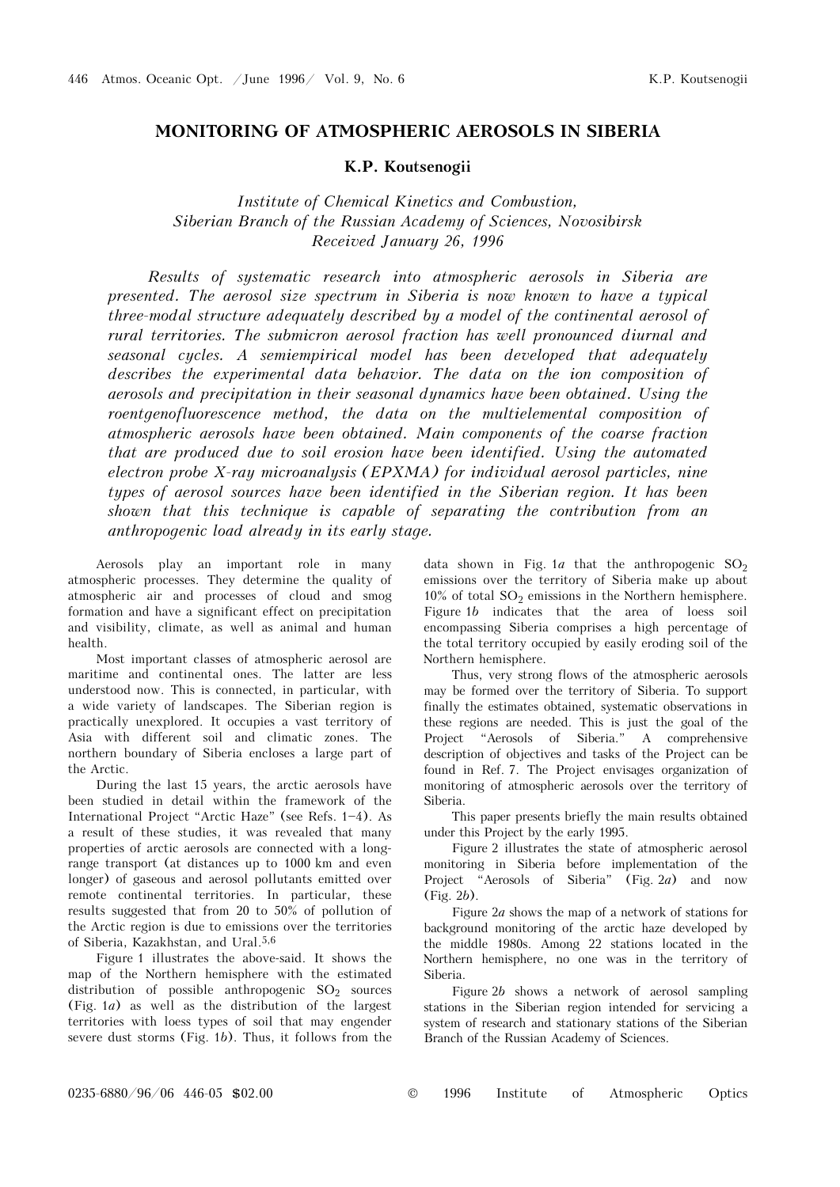# MONITORING OF ATMOSPHERIC AEROSOLS IN SIBERIA

## K.P. Koutsenogii

*Institute of Chemical Kinetics and Combustion, Siberian Branch of the Russian Academy of Sciences, Novosibirsk*
*Received January 26, 1996*

*Results of systematic research into atmospheric aerosols in Siberia are presented. The aerosol size spectrum in Siberia is now known to have a typical three-modal structure adequately described by a model of the continental aerosol of rural territories. The submicron aerosol fraction has well pronounced diurnal and seasonal cycles. A semiempirical model has been developed that adequately describes the experimental data behavior. The data on the ion composition of aerosols and precipitation in their seasonal dynamics have been obtained. Using the roentgenofluorescence method, the data on the multielemental composition of atmospheric aerosols have been obtained. Main components of the coarse fraction that are produced due to soil erosion have been identified. Using the automated electron probe X-ray microanalysis (EPXMA) for individual aerosol particles, nine types of aerosol sources have been identified in the Siberian region. It has been shown that this technique is capable of separating the contribution from an anthropogenic load already in its early stage.*

Aerosols play an important role in many atmospheric processes. They determine the quality of atmospheric air and processes of cloud and smog formation and have a significant effect on precipitation and visibility, climate, as well as animal and human health.

Most important classes of atmospheric aerosol are maritime and continental ones. The latter are less understood now. This is connected, in particular, with a wide variety of landscapes. The Siberian region is practically unexplored. It occupies a vast territory of Asia with different soil and climatic zones. The northern boundary of Siberia encloses a large part of the Arctic.

During the last 15 years, the arctic aerosols have been studied in detail within the framework of the International Project "Arctic Haze" (see Refs. 1–4). As a result of these studies, it was revealed that many properties of arctic aerosols are connected with a long-range transport (at distances up to 1000 km and even longer) of gaseous and aerosol pollutants emitted over remote continental territories. In particular, these results suggested that from 20 to 50% of pollution of the Arctic region is due to emissions over the territories of Siberia, Kazakhstan, and Ural.[5,6]

Figure 1 illustrates the above-said. It shows the map of the Northern hemisphere with the estimated distribution of possible anthropogenic $SO_2$ sources (Fig. 1*a*) as well as the distribution of the largest territories with loess types of soil that may engender severe dust storms (Fig. 1*b*). Thus, it follows from the data shown in Fig. 1*a* that the anthropogenic $SO_2$ emissions over the territory of Siberia make up about 10% of total $SO_2$ emissions in the Northern hemisphere. Figure 1*b* indicates that the area of loess soil encompassing Siberia comprises a high percentage of the total territory occupied by easily eroding soil of the Northern hemisphere.

Thus, very strong flows of the atmospheric aerosols may be formed over the territory of Siberia. To support finally the estimates obtained, systematic observations in these regions are needed. This is just the goal of the Project "Aerosols of Siberia." A comprehensive description of objectives and tasks of the Project can be found in Ref. 7. The Project envisages organization of monitoring of atmospheric aerosols over the territory of Siberia.

This paper presents briefly the main results obtained under this Project by the early 1995.

Figure 2 illustrates the state of atmospheric aerosol monitoring in Siberia before implementation of the Project "Aerosols of Siberia" (Fig. 2*a*) and now (Fig. 2*b*).

Figure 2*a* shows the map of a network of stations for background monitoring of the arctic haze developed by the middle 1980s. Among 22 stations located in the Northern hemisphere, no one was in the territory of Siberia.

Figure 2*b* shows a network of aerosol sampling stations in the Siberian region intended for servicing a system of research and stationary stations of the Siberian Branch of the Russian Academy of Sciences.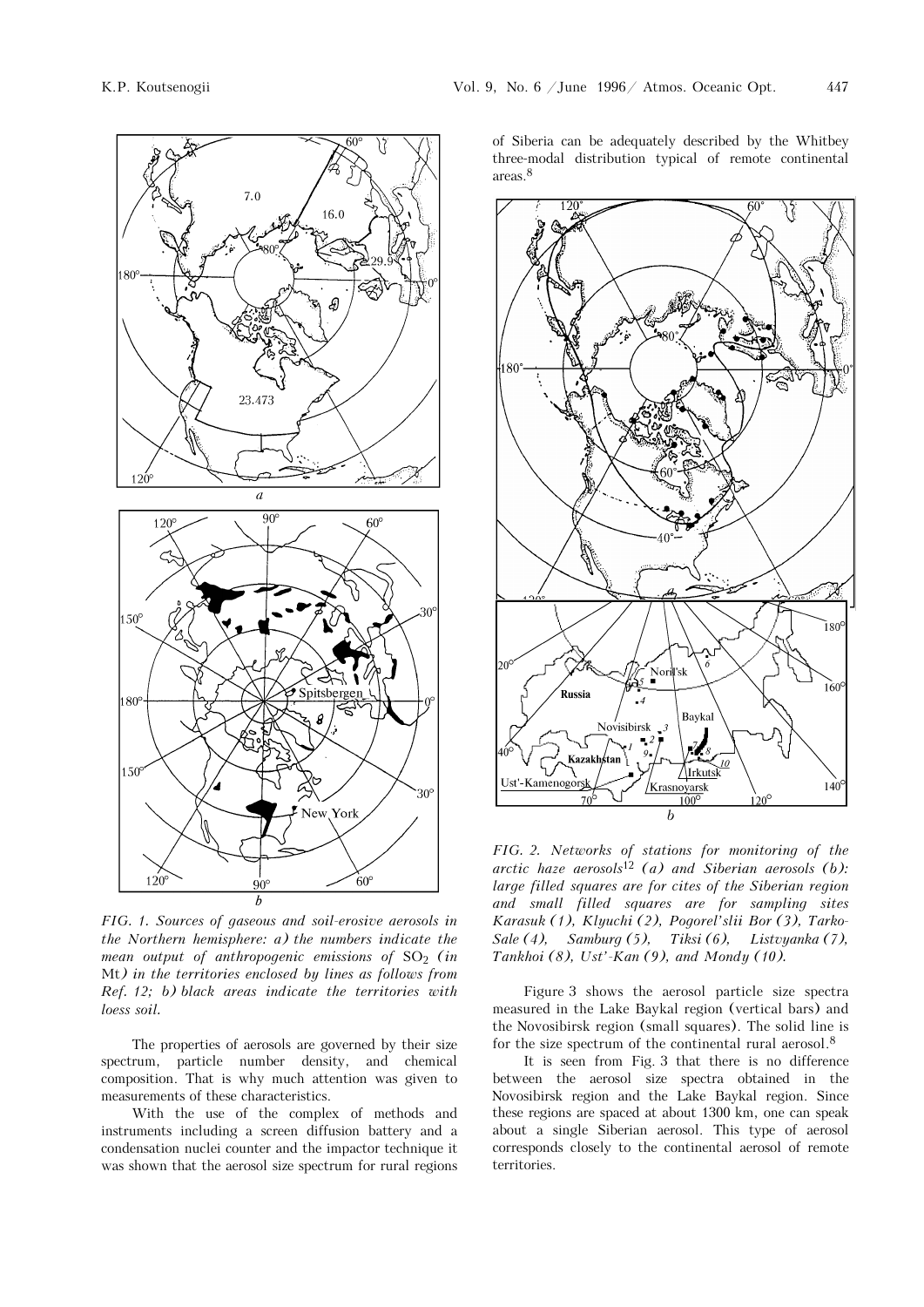FIG. 1. *Sources of gaseous and soil-erosive aerosols in the Northern hemisphere: a) the numbers indicate the mean output of anthropogenic emissions of $SO_2$ (in Mt) in the territories enclosed by lines as follows from Ref. 12; b) black areas indicate the territories with loess soil.*

The properties of aerosols are governed by their size spectrum, particle number density, and chemical composition. That is why much attention was given to measurements of these characteristics.

With the use of the complex of methods and instruments including a screen diffusion battery and a condensation nuclei counter and the impactor technique it was shown that the aerosol size spectrum for rural regions of Siberia can be adequately described by the Whitbey three-modal distribution typical of remote continental areas.[8]

FIG. 2. *Networks of stations for monitoring of the arctic haze aerosols[12] (a) and Siberian aerosols (b): large filled squares are for cites of the Siberian region and small filled squares are for sampling sites Karasuk (1), Klyuchi (2), Pogorel'slii Bor (3), Tarko-Sale (4), Samburg (5), Tiksi (6), Listvyanka (7), Tankhoi (8), Ust'-Kan (9), and Mondy (10).*

Figure 3 shows the aerosol particle size spectra measured in the Lake Baykal region (vertical bars) and the Novosibirsk region (small squares). The solid line is for the size spectrum of the continental rural aerosol.[8]

It is seen from Fig. 3 that there is no difference between the aerosol size spectra obtained in the Novosibirsk region and the Lake Baykal region. Since these regions are spaced at about 1300 km, one can speak about a single Siberian aerosol. This type of aerosol corresponds closely to the continental aerosol of remote territories.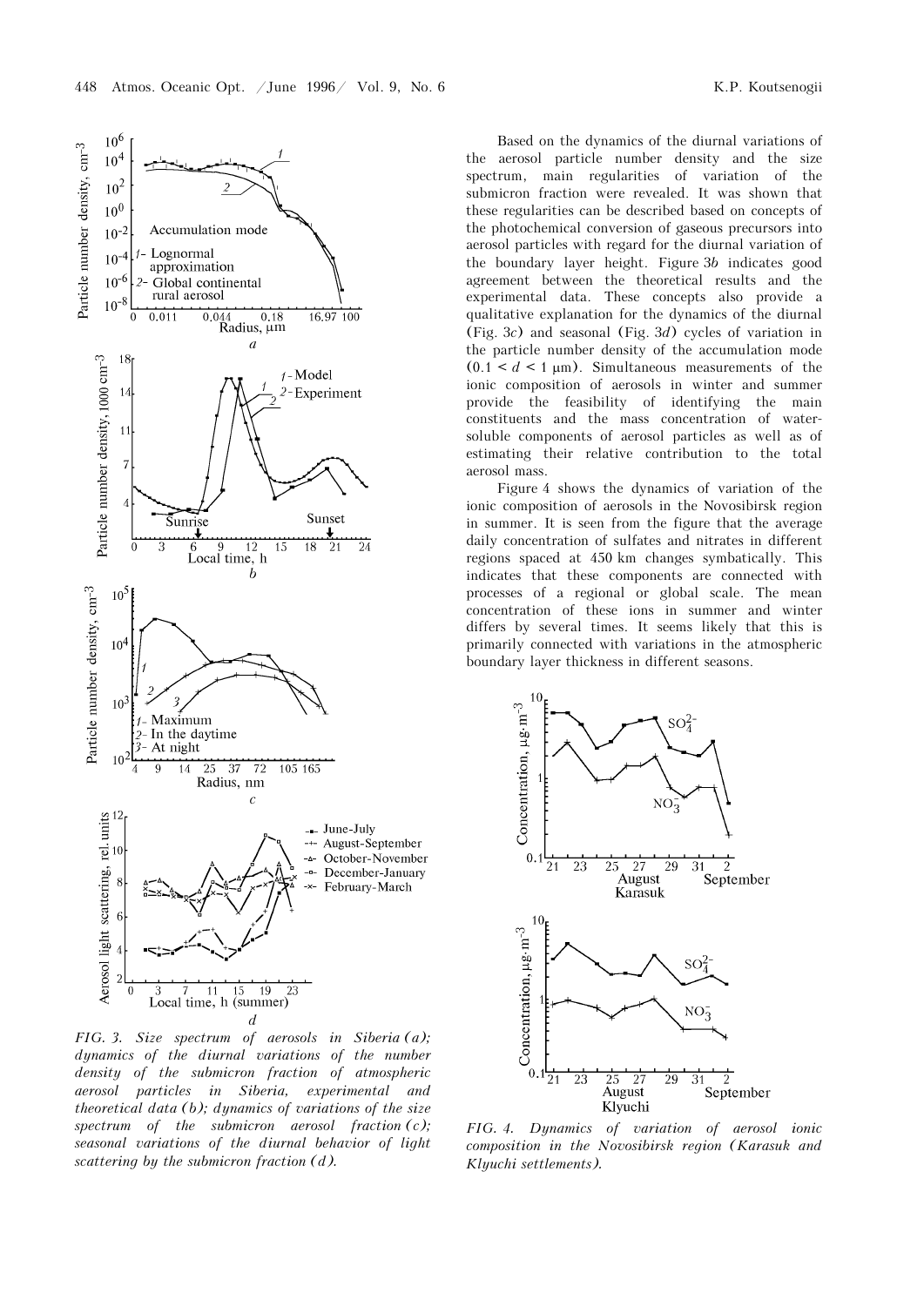FIG. 3. *Size spectrum of aerosols in Siberia (a); dynamics of the diurnal variations of the number density of the submicron fraction of atmospheric aerosol particles in Siberia, experimental and theoretical data (b); dynamics of variations of the size spectrum of the submicron aerosol fraction (c); seasonal variations of the diurnal behavior of light scattering by the submicron fraction (d).*

Based on the dynamics of the diurnal variations of the aerosol particle number density and the size spectrum, main regularities of variation of the submicron fraction were revealed. It was shown that these regularities can be described based on concepts of the photochemical conversion of gaseous precursors into aerosol particles with regard for the diurnal variation of the boundary layer height. Figure 3*b* indicates good agreement between the theoretical results and the experimental data. These concepts also provide a qualitative explanation for the dynamics of the diurnal (Fig. 3*c*) and seasonal (Fig. 3*d*) cycles of variation in the particle number density of the accumulation mode ($0.1 < d < 1$ μm). Simultaneous measurements of the ionic composition of aerosols in winter and summer provide the feasibility of identifying the main constituents and the mass concentration of water-soluble components of aerosol particles as well as of estimating their relative contribution to the total aerosol mass.

Figure 4 shows the dynamics of variation of the ionic composition of aerosols in the Novosibirsk region in summer. It is seen from the figure that the average daily concentration of sulfates and nitrates in different regions spaced at 450 km changes symbatically. This indicates that these components are connected with processes of a regional or global scale. The mean concentration of these ions in summer and winter differs by several times. It seems likely that this is primarily connected with variations in the atmospheric boundary layer thickness in different seasons.

FIG. 4. *Dynamics of variation of aerosol ionic composition in the Novosibirsk region (Karasuk and Klyuchi settlements).*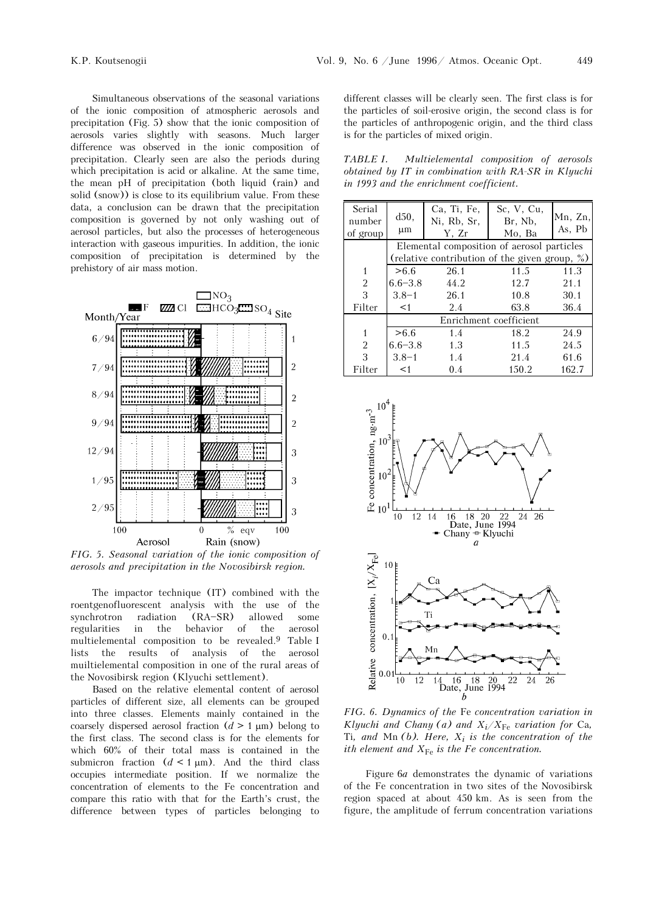Simultaneous observations of the seasonal variations of the ionic composition of atmospheric aerosols and precipitation (Fig. 5) show that the ionic composition of aerosols varies slightly with seasons. Much larger difference was observed in the ionic composition of precipitation. Clearly seen are also the periods during which precipitation is acid or alkaline. At the same time, the mean pH of precipitation (both liquid (rain) and solid (snow)) is close to its equilibrium value. From these data, a conclusion can be drawn that the precipitation composition is governed by not only washing out of aerosol particles, but also the processes of heterogeneous interaction with gaseous impurities. In addition, the ionic composition of precipitation is determined by the prehistory of air mass motion.

*FIG. 5. Seasonal variation of the ionic composition of aerosols and precipitation in the Novosibirsk region.*

The impactor technique (IT) combined with the roentgenofluorescent analysis with the use of the synchrotron radiation (RA–SR) allowed some regularities in the behavior of the aerosol multielemental composition to be revealed.[9] Table I lists the results of analysis of the aerosol muiltielemental composition in one of the rural areas of the Novosibirsk region (Klyuchi settlement).

Based on the relative elemental content of aerosol particles of different size, all elements can be grouped into three classes. Elements mainly contained in the coarsely dispersed aerosol fraction ($d > 1$ μm) belong to the first class. The second class is for the elements for which 60% of their total mass is contained in the submicron fraction ($d < 1$ μm). And the third class occupies intermediate position. If we normalize the concentration of elements to the Fe concentration and compare this ratio with that for the Earth's crust, the difference between types of particles belonging to different classes will be clearly seen. The first class is for the particles of soil-erosive origin, the second class is for the particles of anthropogenic origin, and the third class is for the particles of mixed origin.

*TABLE I. Multielemental composition of aerosols obtained by IT in combination with RA-SR in Klyuchi in 1993 and the enrichment coefficient.*

| Serial number of group | d50, μm | Ca, Ti, Fe, Ni, Rb, Sr, Y, Zr | Sc, V, Cu, Br, Nb, Mo, Ba | Mn, Zn, As, Pb |
|---|---|---|---|---|
| | Elemental composition of aerosol particles (relative contribution of the given group, %) | | | |
| 1 | >6.6 | 26.1 | 11.5 | 11.3 |
| 2 | 6.6–3.8 | 44.2 | 12.7 | 21.1 |
| 3 | 3.8–1 | 26.1 | 10.8 | 30.1 |
| Filter | <1 | 2.4 | 63.8 | 36.4 |
| | Enrichment coefficient | | | |
| 1 | >6.6 | 1.4 | 18.2 | 24.9 |
| 2 | 6.6–3.8 | 1.3 | 11.5 | 24.5 |
| 3 | 3.8–1 | 1.4 | 21.4 | 61.6 |
| Filter | <1 | 0.4 | 150.2 | 162.7 |

*FIG. 6. Dynamics of the Fe concentration variation in Klyuchi and Chany (a) and $X_i/X_{Fe}$ variation for Ca, Ti, and Mn (b). Here, $X_i$ is the concentration of the ith element and $X_{Fe}$ is the Fe concentration.*

Figure 6*a* demonstrates the dynamic of variations of the Fe concentration in two sites of the Novosibirsk region spaced at about 450 km. As is seen from the figure, the amplitude of ferrum concentration variations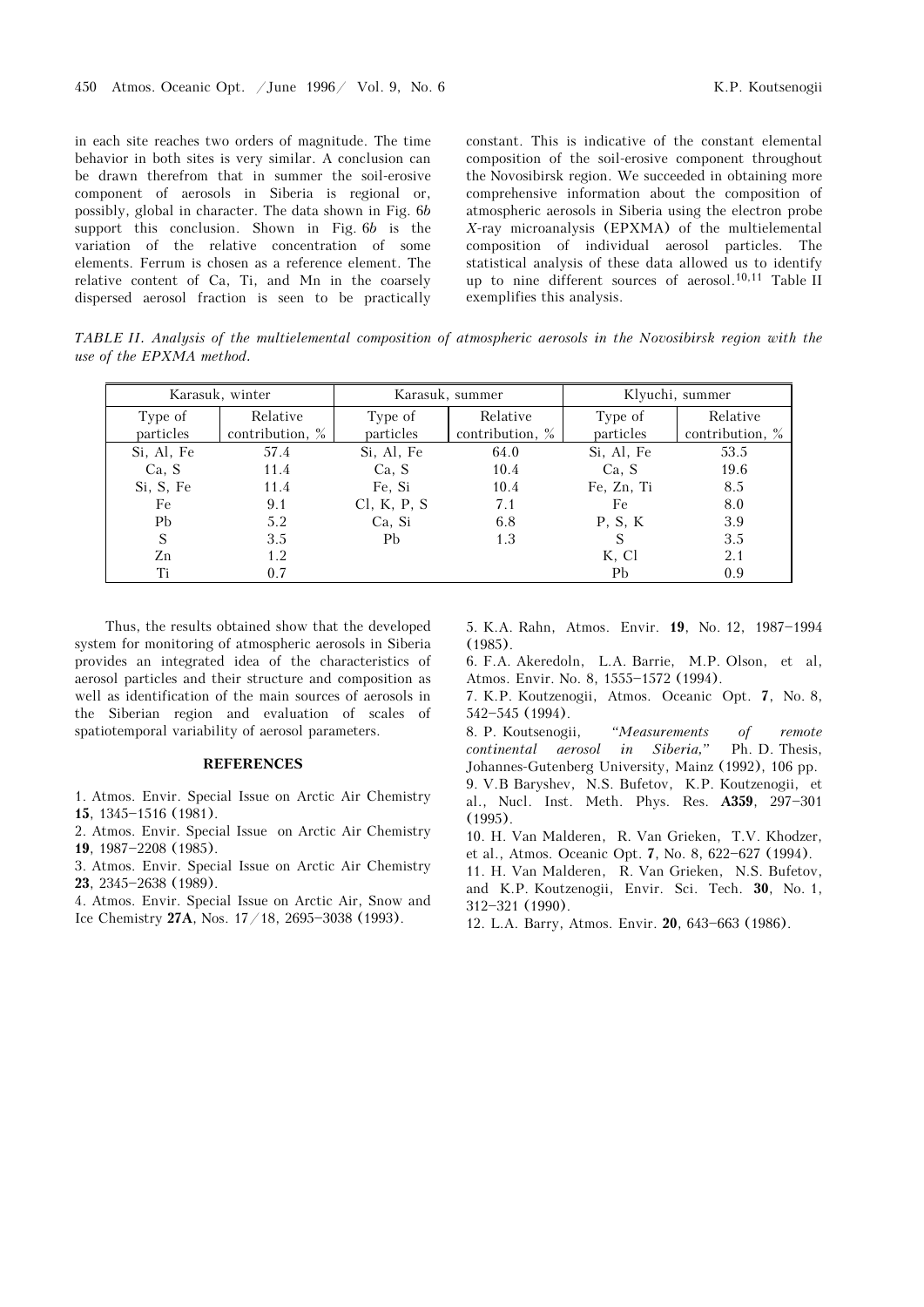in each site reaches two orders of magnitude. The time behavior in both sites is very similar. A conclusion can be drawn therefrom that in summer the soil-erosive component of aerosols in Siberia is regional or, possibly, global in character. The data shown in Fig. 6*b* support this conclusion. Shown in Fig. 6*b* is the variation of the relative concentration of some elements. Ferrum is chosen as a reference element. The relative content of Ca, Ti, and Mn in the coarsely dispersed aerosol fraction is seen to be practically constant. This is indicative of the constant elemental composition of the soil-erosive component throughout the Novosibirsk region. We succeeded in obtaining more comprehensive information about the composition of atmospheric aerosols in Siberia using the electron probe *X*-ray microanalysis (EPXMA) of the multielemental composition of individual aerosol particles. The statistical analysis of these data allowed us to identify up to nine different sources of aerosol.[10,11] Table II exemplifies this analysis.

*TABLE II. Analysis of the multielemental composition of atmospheric aerosols in the Novosibirsk region with the use of the EPXMA method.*

| Karasuk, winter | | Karasuk, summer | | Klyuchi, summer | |
|---|---|---|---|---|---|
| Type of particles | Relative contribution, % | Type of particles | Relative contribution, % | Type of particles | Relative contribution, % |
| Si, Al, Fe | 57.4 | Si, Al, Fe | 64.0 | Si, Al, Fe | 53.5 |
| Ca, S | 11.4 | Ca, S | 10.4 | Ca, S | 19.6 |
| Si, S, Fe | 11.4 | Fe, Si | 10.4 | Fe, Zn, Ti | 8.5 |
| Fe | 9.1 | Cl, K, P, S | 7.1 | Fe | 8.0 |
| Pb | 5.2 | Ca, Si | 6.8 | P, S, K | 3.9 |
| S | 3.5 | Pb | 1.3 | S | 3.5 |
| Zn | 1.2 | | | K, Cl | 2.1 |
| Ti | 0.7 | | | Pb | 0.9 |

Thus, the results obtained show that the developed system for monitoring of atmospheric aerosols in Siberia provides an integrated idea of the characteristics of aerosol particles and their structure and composition as well as identification of the main sources of aerosols in the Siberian region and evaluation of scales of spatiotemporal variability of aerosol parameters.

## REFERENCES

1. Atmos. Envir. Special Issue on Arctic Air Chemistry **15**, 1345–1516 (1981).
2. Atmos. Envir. Special Issue on Arctic Air Chemistry **19**, 1987–2208 (1985).
3. Atmos. Envir. Special Issue on Arctic Air Chemistry **23**, 2345–2638 (1989).
4. Atmos. Envir. Special Issue on Arctic Air, Snow and Ice Chemistry **27A**, Nos. 17/18, 2695–3038 (1993).
5. K.A. Rahn, Atmos. Envir. **19**, No. 12, 1987–1994 (1985).
6. F.A. Akeredoln, L.A. Barrie, M.P. Olson, et al, Atmos. Envir. No. 8, 1555–1572 (1994).
7. K.P. Koutzenogii, Atmos. Oceanic Opt. **7**, No. 8, 542–545 (1994).
8. P. Koutsenogii, *"Measurements of remote continental aerosol in Siberia,"* Ph. D. Thesis, Johannes-Gutenberg University, Mainz (1992), 106 pp.
9. V.B Baryshev, N.S. Bufetov, K.P. Koutzenogii, et al., Nucl. Inst. Meth. Phys. Res. **A359**, 297–301 (1995).
10. H. Van Malderen, R. Van Grieken, T.V. Khodzer, et al., Atmos. Oceanic Opt. **7**, No. 8, 622–627 (1994).
11. H. Van Malderen, R. Van Grieken, N.S. Bufetov, and K.P. Koutzenogii, Envir. Sci. Tech. **30**, No. 1, 312–321 (1990).
12. L.A. Barry, Atmos. Envir. **20**, 643–663 (1986).